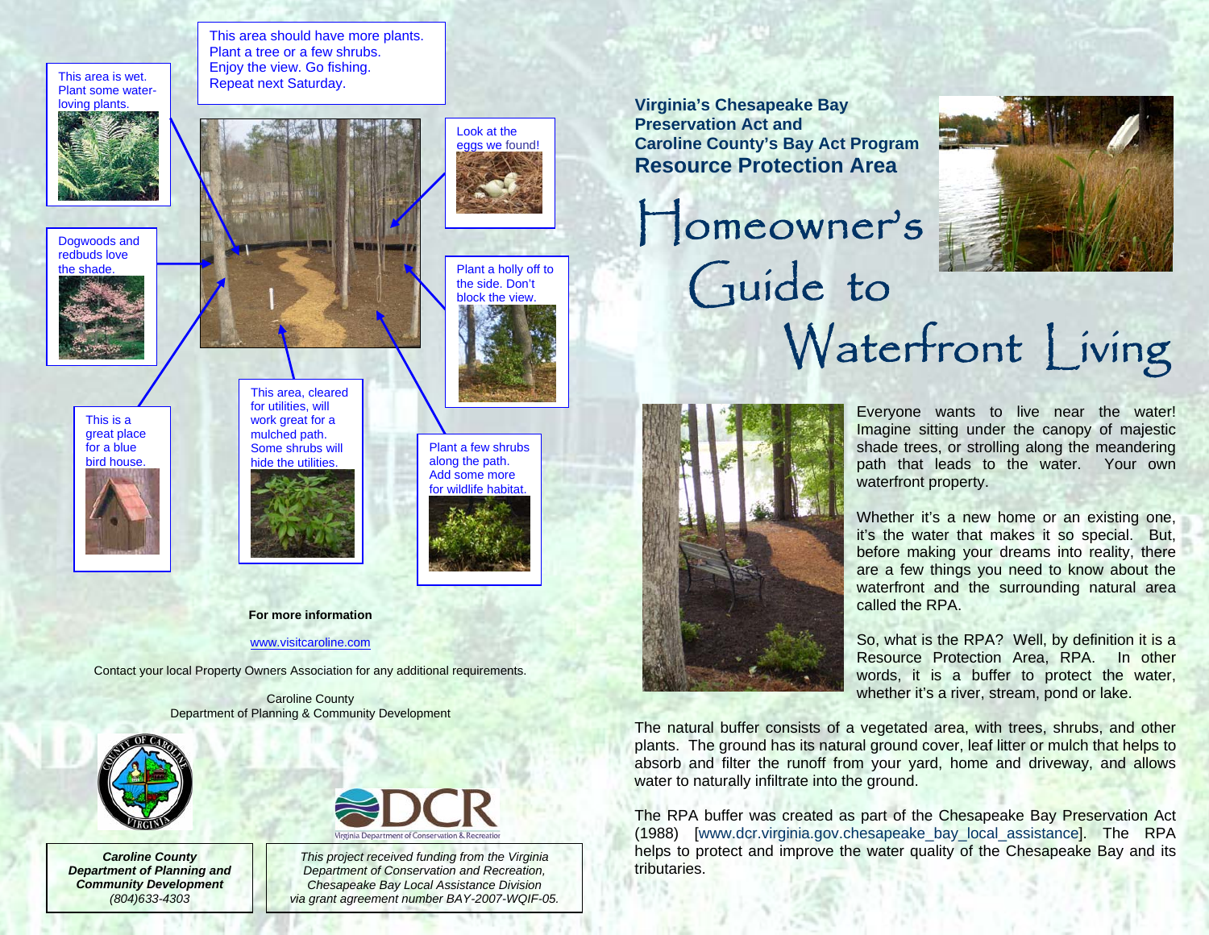This area should have more plants. Plant a tree or a few shrubs. Enjoy the view. Go fishing. Repeat next Saturday.

This area is wet. Plant some water-loving plants.

Look at the eggs we found!

Dogwoods and redbuds love the shade.

Plant a holly off to the side. Don't block the view.

This is a great place for a blue bird house.

This area, cleared for utilities, will work great for a mulched path. Some shrubs will hide the utilities.

Plant a few shrubs along the path. Add some more for wildlife habitat.

**For more information**

www.visitcaroline.com

Contact your local Property Owners Association for any additional requirements.

Caroline County
Department of Planning & Community Development

***Caroline County Department of Planning and Community Development***
*(804)633-4303*

*This project received funding from the Virginia Department of Conservation and Recreation, Chesapeake Bay Local Assistance Division via grant agreement number BAY-2007-WQIF-05.*

**Virginia's Chesapeake Bay Preservation Act and Caroline County's Bay Act Program**

## Resource Protection Area

# Homeowner's Guide to Waterfront Living

Everyone wants to live near the water! Imagine sitting under the canopy of majestic shade trees, or strolling along the meandering path that leads to the water. Your own waterfront property.

Whether it's a new home or an existing one, it's the water that makes it so special. But, before making your dreams into reality, there are a few things you need to know about the waterfront and the surrounding natural area called the RPA.

So, what is the RPA? Well, by definition it is a Resource Protection Area, RPA. In other words, it is a buffer to protect the water, whether it's a river, stream, pond or lake.

The natural buffer consists of a vegetated area, with trees, shrubs, and other plants. The ground has its natural ground cover, leaf litter or mulch that helps to absorb and filter the runoff from your yard, home and driveway, and allows water to naturally infiltrate into the ground.

The RPA buffer was created as part of the Chesapeake Bay Preservation Act (1988) [www.dcr.virginia.gov.chesapeake_bay_local_assistance]. The RPA helps to protect and improve the water quality of the Chesapeake Bay and its tributaries.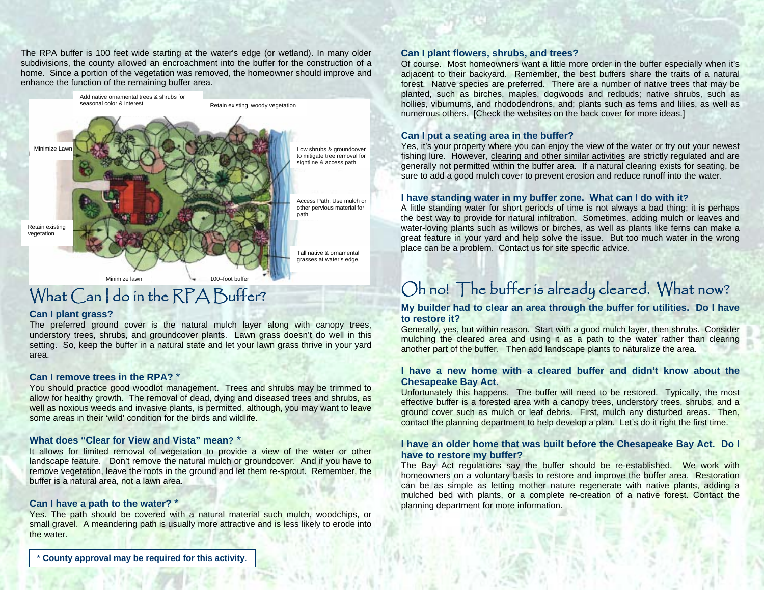The RPA buffer is 100 feet wide starting at the water's edge (or wetland). In many older subdivisions, the county allowed an encroachment into the buffer for the construction of a home. Since a portion of the vegetation was removed, the homeowner should improve and enhance the function of the remaining buffer area.

Add native ornamental trees & shrubs for seasonal color & interest

Retain existing woody vegetation

Minimize Lawn

Low shrubs & groundcover to mitigate tree removal for sightline & access path

Access Path: Use mulch or other pervious material for path

Retain existing vegetation

Tall native & ornamental grasses at water's edge.

Minimize lawn

100–foot buffer

# What Can I do in the RPA Buffer?

### Can I plant grass?

The preferred ground cover is the natural mulch layer along with canopy trees, understory trees, shrubs, and groundcover plants. Lawn grass doesn't do well in this setting. So, keep the buffer in a natural state and let your lawn grass thrive in your yard area.

### Can I remove trees in the RPA? *

You should practice good woodlot management. Trees and shrubs may be trimmed to allow for healthy growth. The removal of dead, dying and diseased trees and shrubs, as well as noxious weeds and invasive plants, is permitted, although, you may want to leave some areas in their 'wild' condition for the birds and wildlife.

### What does "Clear for View and Vista" mean? *

It allows for limited removal of vegetation to provide a view of the water or other landscape feature. Don't remove the natural mulch or groundcover. And if you have to remove vegetation, leave the roots in the ground and let them re-sprout. Remember, the buffer is a natural area, not a lawn area.

### Can I have a path to the water? *

Yes. The path should be covered with a natural material such mulch, woodchips, or small gravel. A meandering path is usually more attractive and is less likely to erode into the water.

* **County approval may be required for this activity**.

### Can I plant flowers, shrubs, and trees?

Of course. Most homeowners want a little more order in the buffer especially when it's adjacent to their backyard. Remember, the best buffers share the traits of a natural forest. Native species are preferred. There are a number of native trees that may be planted, such as birches, maples, dogwoods and redbuds; native shrubs, such as hollies, viburnums, and rhododendrons, and; plants such as ferns and lilies, as well as numerous others. [Check the websites on the back cover for more ideas.]

### Can I put a seating area in the buffer?

Yes, it's your property where you can enjoy the view of the water or try out your newest fishing lure. However, clearing and other similar activities are strictly regulated and are generally not permitted within the buffer area. If a natural clearing exists for seating, be sure to add a good mulch cover to prevent erosion and reduce runoff into the water.

### I have standing water in my buffer zone. What can I do with it?

A little standing water for short periods of time is not always a bad thing; it is perhaps the best way to provide for natural infiltration. Sometimes, adding mulch or leaves and water-loving plants such as willows or birches, as well as plants like ferns can make a great feature in your yard and help solve the issue. But too much water in the wrong place can be a problem. Contact us for site specific advice.

# Oh no! The buffer is already cleared. What now?

### My builder had to clear an area through the buffer for utilities. Do I have to restore it?

Generally, yes, but within reason. Start with a good mulch layer, then shrubs. Consider mulching the cleared area and using it as a path to the water rather than clearing another part of the buffer. Then add landscape plants to naturalize the area.

### I have a new home with a cleared buffer and didn't know about the Chesapeake Bay Act.

Unfortunately this happens. The buffer will need to be restored. Typically, the most effective buffer is a forested area with a canopy trees, understory trees, shrubs, and a ground cover such as mulch or leaf debris. First, mulch any disturbed areas. Then, contact the planning department to help develop a plan. Let's do it right the first time.

### I have an older home that was built before the Chesapeake Bay Act. Do I have to restore my buffer?

The Bay Act regulations say the buffer should be re-established. We work with homeowners on a voluntary basis to restore and improve the buffer area. Restoration can be as simple as letting mother nature regenerate with native plants, adding a mulched bed with plants, or a complete re-creation of a native forest. Contact the planning department for more information.